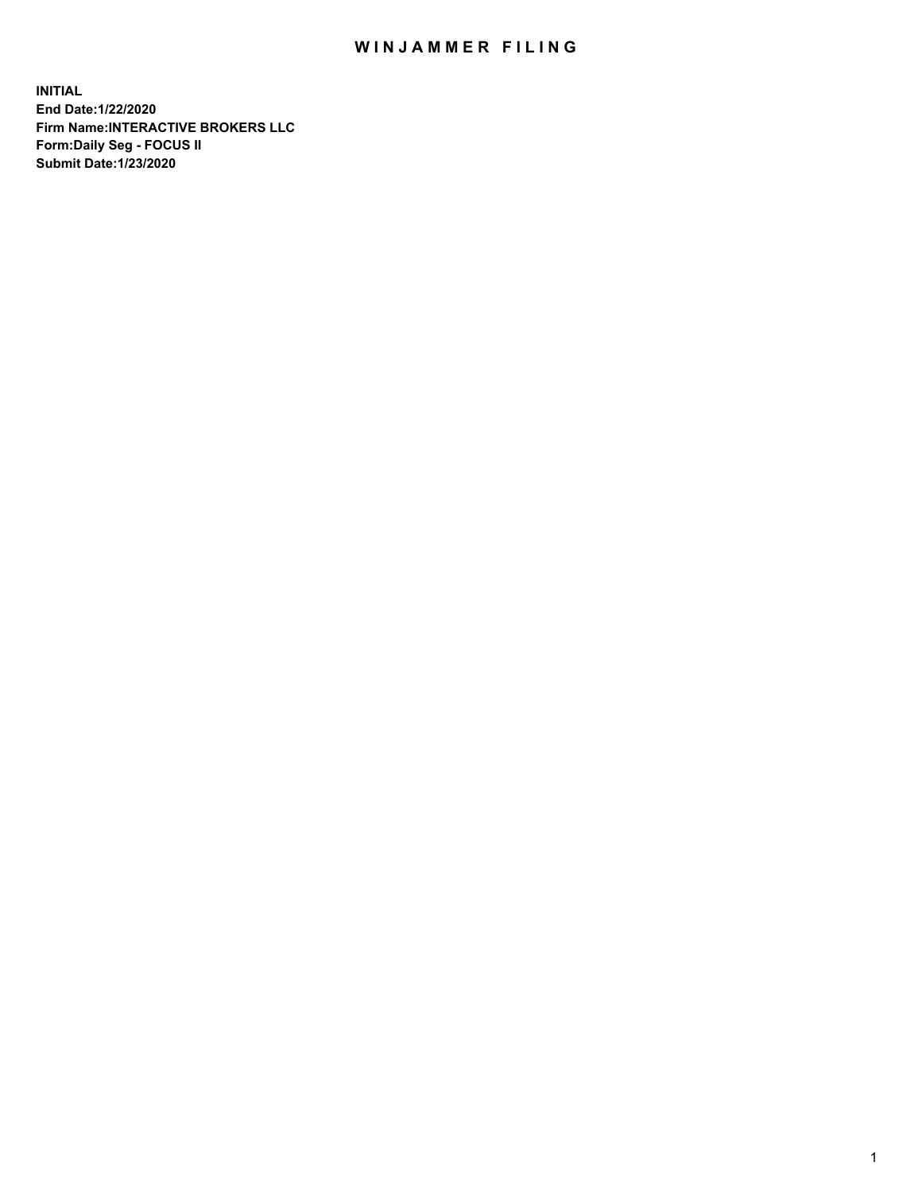# WINJAMMER FILING

**INITIAL**
**End Date:1/22/2020**
**Firm Name:INTERACTIVE BROKERS LLC**
**Form:Daily Seg - FOCUS II**
**Submit Date:1/23/2020**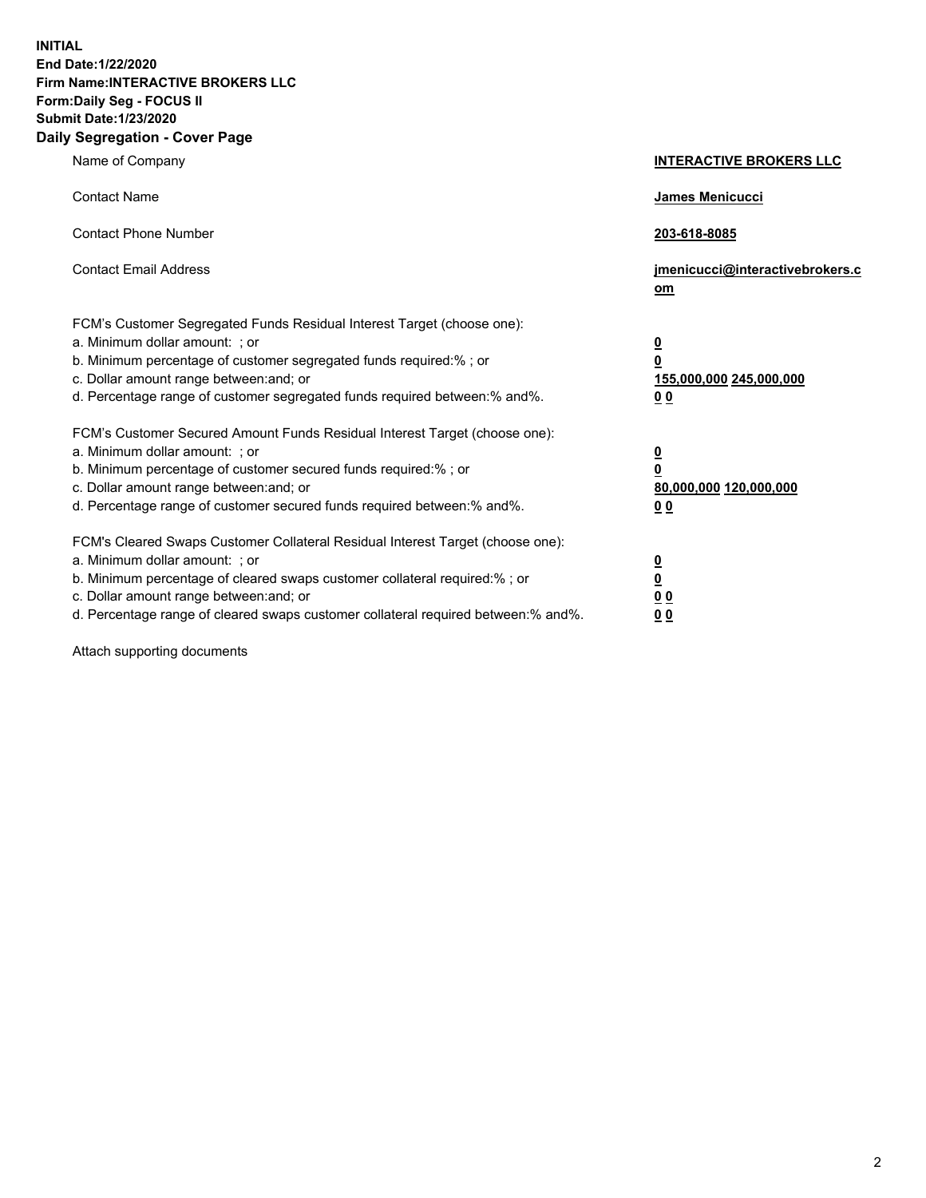**INITIAL**
**End Date:1/22/2020**
**Firm Name:INTERACTIVE BROKERS LLC**
**Form:Daily Seg - FOCUS II**
**Submit Date:1/23/2020**

## Daily Segregation - Cover Page

| | |
|---|---|
| Name of Company | **INTERACTIVE BROKERS LLC** |
| Contact Name | **James Menicucci** |
| Contact Phone Number | **203-618-8085** |
| Contact Email Address | **jmenicucci@interactivebrokers.com** |

FCM's Customer Segregated Funds Residual Interest Target (choose one):

| | |
|---|---|
| a. Minimum dollar amount: ; or | **0** |
| b. Minimum percentage of customer segregated funds required:% ; or | **0** |
| c. Dollar amount range between:and; or | **155,000,000 245,000,000** |
| d. Percentage range of customer segregated funds required between:% and%. | **0 0** |

FCM's Customer Secured Amount Funds Residual Interest Target (choose one):

| | |
|---|---|
| a. Minimum dollar amount: ; or | **0** |
| b. Minimum percentage of customer secured funds required:% ; or | **0** |
| c. Dollar amount range between:and; or | **80,000,000 120,000,000** |
| d. Percentage range of customer secured funds required between:% and%. | **0 0** |

FCM's Cleared Swaps Customer Collateral Residual Interest Target (choose one):

| | |
|---|---|
| a. Minimum dollar amount: ; or | **0** |
| b. Minimum percentage of cleared swaps customer collateral required:% ; or | **0** |
| c. Dollar amount range between:and; or | **0 0** |
| d. Percentage range of cleared swaps customer collateral required between:% and%. | **0 0** |

Attach supporting documents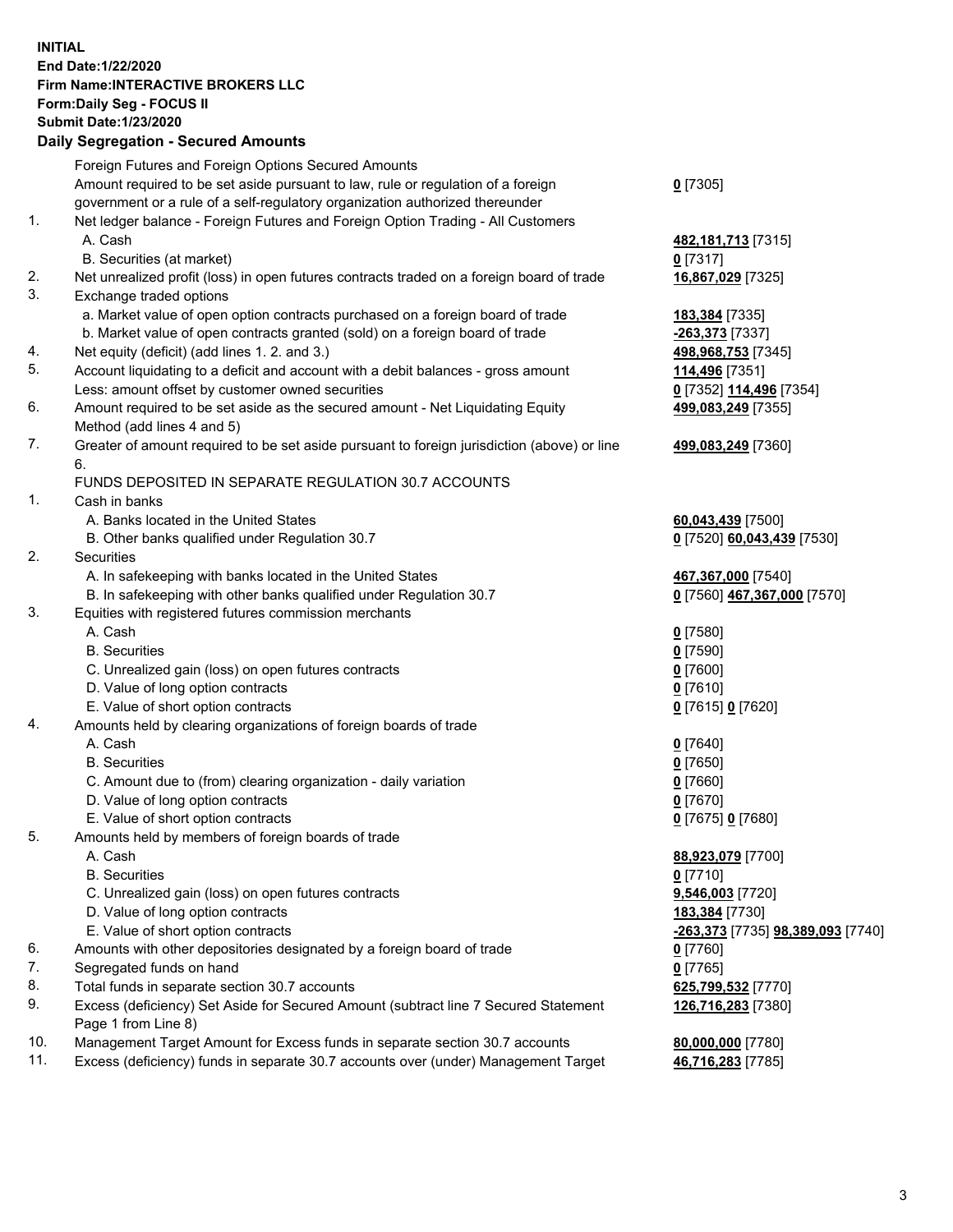**INITIAL**
**End Date:1/22/2020**
**Firm Name:INTERACTIVE BROKERS LLC**
**Form:Daily Seg - FOCUS II**
**Submit Date:1/23/2020**

## Daily Segregation - Secured Amounts

| | | |
|---|---|---|
| | Foreign Futures and Foreign Options Secured Amounts | |
| | Amount required to be set aside pursuant to law, rule or regulation of a foreign government or a rule of a self-regulatory organization authorized thereunder | **0** [7305] |
| 1. | Net ledger balance - Foreign Futures and Foreign Option Trading - All Customers | |
| | A. Cash | **482,181,713** [7315] |
| | B. Securities (at market) | **0** [7317] |
| 2. | Net unrealized profit (loss) in open futures contracts traded on a foreign board of trade | **16,867,029** [7325] |
| 3. | Exchange traded options | |
| | a. Market value of open option contracts purchased on a foreign board of trade | **183,384** [7335] |
| | b. Market value of open contracts granted (sold) on a foreign board of trade | **-263,373** [7337] |
| 4. | Net equity (deficit) (add lines 1. 2. and 3.) | **498,968,753** [7345] |
| 5. | Account liquidating to a deficit and account with a debit balances - gross amount | **114,496** [7351] |
| | Less: amount offset by customer owned securities | **0** [7352] **114,496** [7354] |
| 6. | Amount required to be set aside as the secured amount - Net Liquidating Equity Method (add lines 4 and 5) | **499,083,249** [7355] |
| 7. | Greater of amount required to be set aside pursuant to foreign jurisdiction (above) or line 6. | **499,083,249** [7360] |
| | FUNDS DEPOSITED IN SEPARATE REGULATION 30.7 ACCOUNTS | |
| 1. | Cash in banks | |
| | A. Banks located in the United States | **60,043,439** [7500] |
| | B. Other banks qualified under Regulation 30.7 | **0** [7520] **60,043,439** [7530] |
| 2. | Securities | |
| | A. In safekeeping with banks located in the United States | **467,367,000** [7540] |
| | B. In safekeeping with other banks qualified under Regulation 30.7 | **0** [7560] **467,367,000** [7570] |
| 3. | Equities with registered futures commission merchants | |
| | A. Cash | **0** [7580] |
| | B. Securities | **0** [7590] |
| | C. Unrealized gain (loss) on open futures contracts | **0** [7600] |
| | D. Value of long option contracts | **0** [7610] |
| | E. Value of short option contracts | **0** [7615] **0** [7620] |
| 4. | Amounts held by clearing organizations of foreign boards of trade | |
| | A. Cash | **0** [7640] |
| | B. Securities | **0** [7650] |
| | C. Amount due to (from) clearing organization - daily variation | **0** [7660] |
| | D. Value of long option contracts | **0** [7670] |
| | E. Value of short option contracts | **0** [7675] **0** [7680] |
| 5. | Amounts held by members of foreign boards of trade | |
| | A. Cash | **88,923,079** [7700] |
| | B. Securities | **0** [7710] |
| | C. Unrealized gain (loss) on open futures contracts | **9,546,003** [7720] |
| | D. Value of long option contracts | **183,384** [7730] |
| | E. Value of short option contracts | **-263,373** [7735] **98,389,093** [7740] |
| 6. | Amounts with other depositories designated by a foreign board of trade | **0** [7760] |
| 7. | Segregated funds on hand | **0** [7765] |
| 8. | Total funds in separate section 30.7 accounts | **625,799,532** [7770] |
| 9. | Excess (deficiency) Set Aside for Secured Amount (subtract line 7 Secured Statement Page 1 from Line 8) | **126,716,283** [7380] |
| 10. | Management Target Amount for Excess funds in separate section 30.7 accounts | **80,000,000** [7780] |
| 11. | Excess (deficiency) funds in separate 30.7 accounts over (under) Management Target | **46,716,283** [7785] |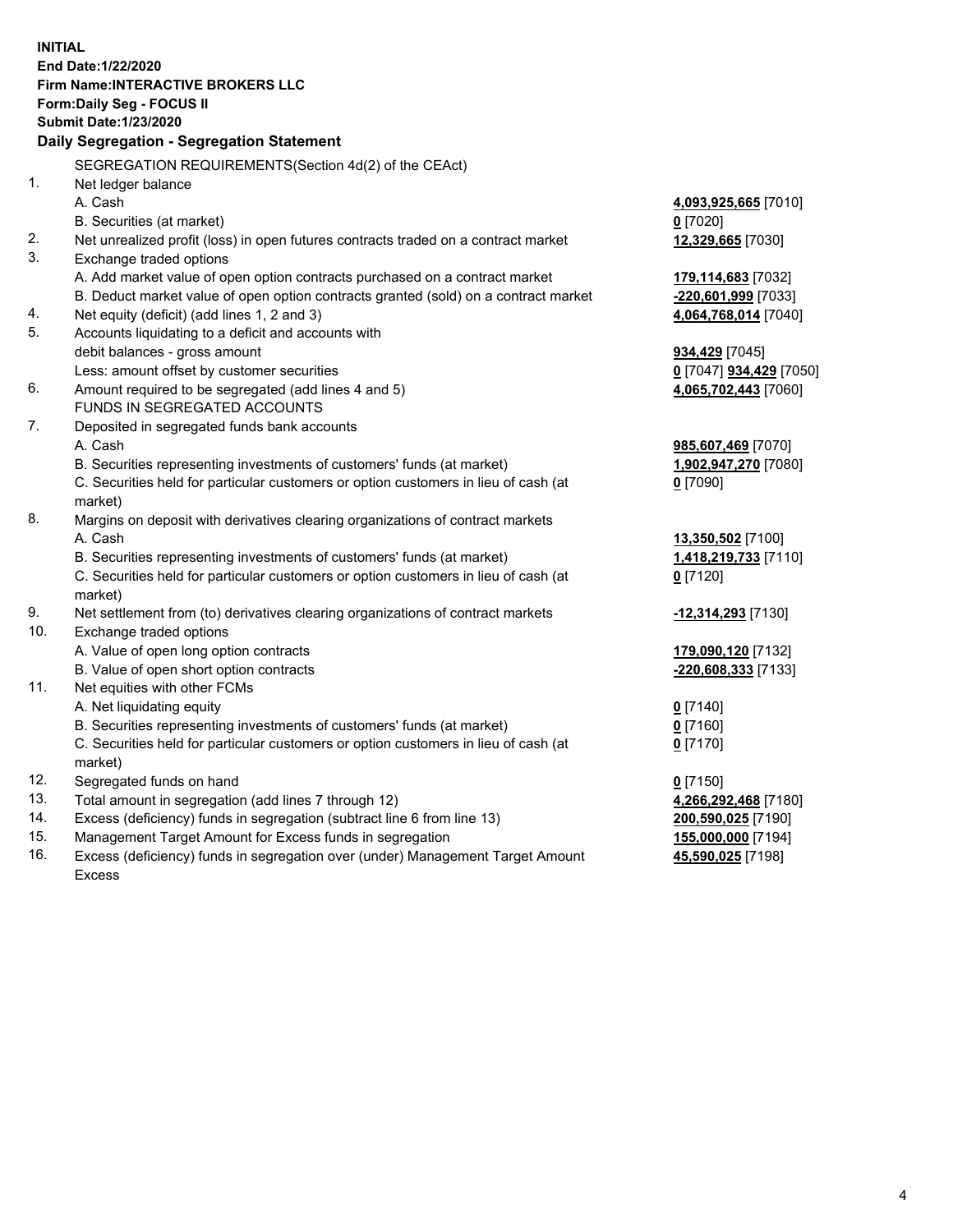**INITIAL**
**End Date:1/22/2020**
**Firm Name:INTERACTIVE BROKERS LLC**
**Form:Daily Seg - FOCUS II**
**Submit Date:1/23/2020**

**Daily Segregation - Segregation Statement**

| | | |
|---|---|---|
| | SEGREGATION REQUIREMENTS(Section 4d(2) of the CEAct) | |
| 1. | Net ledger balance | |
| | A. Cash | **4,093,925,665** [7010] |
| | B. Securities (at market) | **0** [7020] |
| 2. | Net unrealized profit (loss) in open futures contracts traded on a contract market | **12,329,665** [7030] |
| 3. | Exchange traded options | |
| | A. Add market value of open option contracts purchased on a contract market | **179,114,683** [7032] |
| | B. Deduct market value of open option contracts granted (sold) on a contract market | **-220,601,999** [7033] |
| 4. | Net equity (deficit) (add lines 1, 2 and 3) | **4,064,768,014** [7040] |
| 5. | Accounts liquidating to a deficit and accounts with debit balances - gross amount | **934,429** [7045] |
| | Less: amount offset by customer securities | **0** [7047] **934,429** [7050] |
| 6. | Amount required to be segregated (add lines 4 and 5) | **4,065,702,443** [7060] |
| | FUNDS IN SEGREGATED ACCOUNTS | |
| 7. | Deposited in segregated funds bank accounts | |
| | A. Cash | **985,607,469** [7070] |
| | B. Securities representing investments of customers' funds (at market) | **1,902,947,270** [7080] |
| | C. Securities held for particular customers or option customers in lieu of cash (at market) | **0** [7090] |
| 8. | Margins on deposit with derivatives clearing organizations of contract markets | |
| | A. Cash | **13,350,502** [7100] |
| | B. Securities representing investments of customers' funds (at market) | **1,418,219,733** [7110] |
| | C. Securities held for particular customers or option customers in lieu of cash (at market) | **0** [7120] |
| 9. | Net settlement from (to) derivatives clearing organizations of contract markets | **-12,314,293** [7130] |
| 10. | Exchange traded options | |
| | A. Value of open long option contracts | **179,090,120** [7132] |
| | B. Value of open short option contracts | **-220,608,333** [7133] |
| 11. | Net equities with other FCMs | |
| | A. Net liquidating equity | **0** [7140] |
| | B. Securities representing investments of customers' funds (at market) | **0** [7160] |
| | C. Securities held for particular customers or option customers in lieu of cash (at market) | **0** [7170] |
| 12. | Segregated funds on hand | **0** [7150] |
| 13. | Total amount in segregation (add lines 7 through 12) | **4,266,292,468** [7180] |
| 14. | Excess (deficiency) funds in segregation (subtract line 6 from line 13) | **200,590,025** [7190] |
| 15. | Management Target Amount for Excess funds in segregation | **155,000,000** [7194] |
| 16. | Excess (deficiency) funds in segregation over (under) Management Target Amount Excess | **45,590,025** [7198] |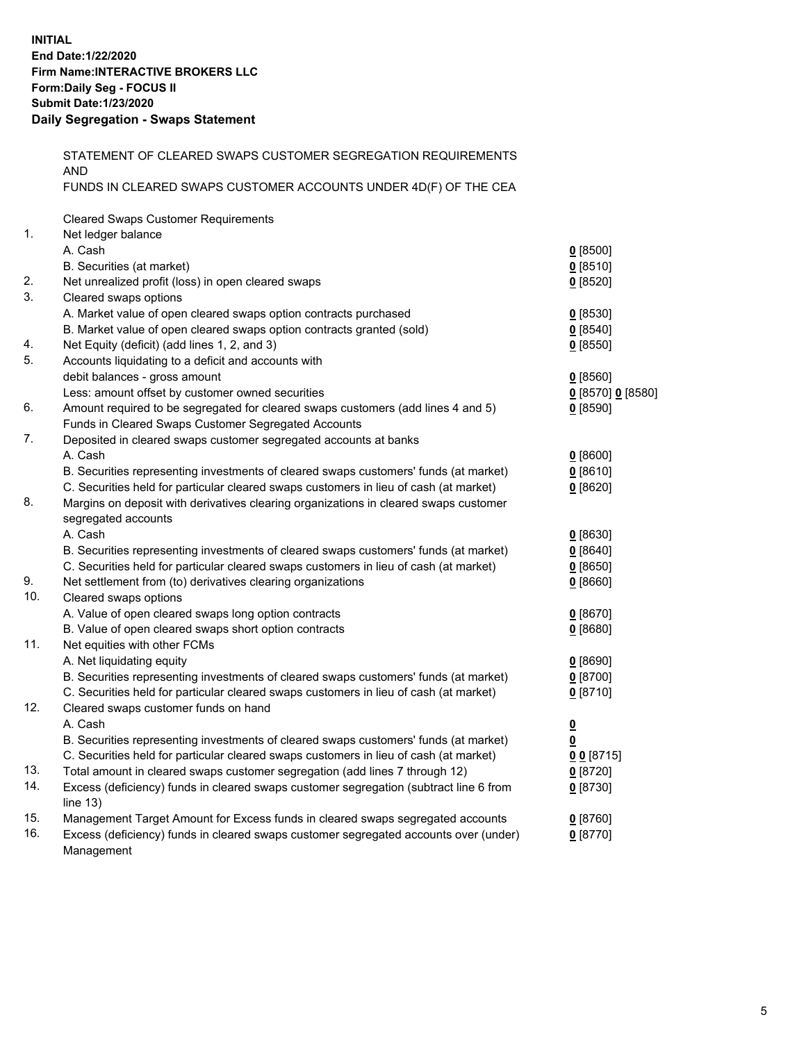**INITIAL**
**End Date:1/22/2020**
**Firm Name:INTERACTIVE BROKERS LLC**
**Form:Daily Seg - FOCUS II**
**Submit Date:1/23/2020**
**Daily Segregation - Swaps Statement**

STATEMENT OF CLEARED SWAPS CUSTOMER SEGREGATION REQUIREMENTS AND FUNDS IN CLEARED SWAPS CUSTOMER ACCOUNTS UNDER 4D(F) OF THE CEA

| | | |
|---|---|---|
| | Cleared Swaps Customer Requirements | |
| 1. | Net ledger balance | |
| | A. Cash | 0 [8500] |
| | B. Securities (at market) | 0 [8510] |
| 2. | Net unrealized profit (loss) in open cleared swaps | 0 [8520] |
| 3. | Cleared swaps options | |
| | A. Market value of open cleared swaps option contracts purchased | 0 [8530] |
| | B. Market value of open cleared swaps option contracts granted (sold) | 0 [8540] |
| 4. | Net Equity (deficit) (add lines 1, 2, and 3) | 0 [8550] |
| 5. | Accounts liquidating to a deficit and accounts with debit balances - gross amount | 0 [8560] |
| | Less: amount offset by customer owned securities | 0 [8570] 0 [8580] |
| 6. | Amount required to be segregated for cleared swaps customers (add lines 4 and 5) | 0 [8590] |
| | Funds in Cleared Swaps Customer Segregated Accounts | |
| 7. | Deposited in cleared swaps customer segregated accounts at banks | |
| | A. Cash | 0 [8600] |
| | B. Securities representing investments of cleared swaps customers' funds (at market) | 0 [8610] |
| | C. Securities held for particular cleared swaps customers in lieu of cash (at market) | 0 [8620] |
| 8. | Margins on deposit with derivatives clearing organizations in cleared swaps customer segregated accounts | |
| | A. Cash | 0 [8630] |
| | B. Securities representing investments of cleared swaps customers' funds (at market) | 0 [8640] |
| | C. Securities held for particular cleared swaps customers in lieu of cash (at market) | 0 [8650] |
| 9. | Net settlement from (to) derivatives clearing organizations | 0 [8660] |
| 10. | Cleared swaps options | |
| | A. Value of open cleared swaps long option contracts | 0 [8670] |
| | B. Value of open cleared swaps short option contracts | 0 [8680] |
| 11. | Net equities with other FCMs | |
| | A. Net liquidating equity | 0 [8690] |
| | B. Securities representing investments of cleared swaps customers' funds (at market) | 0 [8700] |
| | C. Securities held for particular cleared swaps customers in lieu of cash (at market) | 0 [8710] |
| 12. | Cleared swaps customer funds on hand | |
| | A. Cash | 0 |
| | B. Securities representing investments of cleared swaps customers' funds (at market) | 0 |
| | C. Securities held for particular cleared swaps customers in lieu of cash (at market) | 0 0 [8715] |
| 13. | Total amount in cleared swaps customer segregation (add lines 7 through 12) | 0 [8720] |
| 14. | Excess (deficiency) funds in cleared swaps customer segregation (subtract line 6 from line 13) | 0 [8730] |
| 15. | Management Target Amount for Excess funds in cleared swaps segregated accounts | 0 [8760] |
| 16. | Excess (deficiency) funds in cleared swaps customer segregated accounts over (under) Management | 0 [8770] |